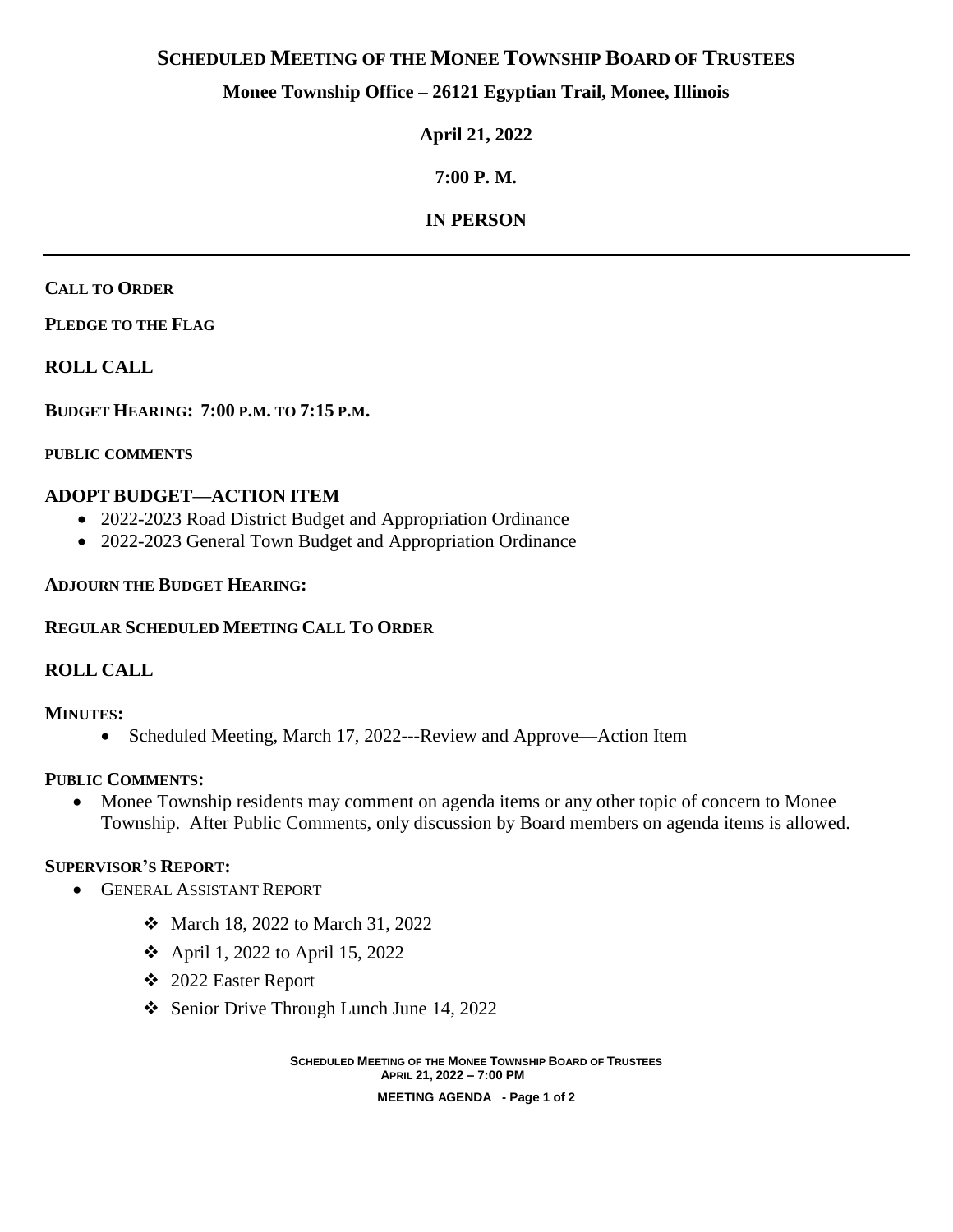# Scheduled Meeting of the Monee Township Board of Trustees

**Monee Township Office – 26121 Egyptian Trail, Monee, Illinois**

**April 21, 2022**

**7:00 P. M.**

**IN PERSON**

---

**CALL TO ORDER**

**PLEDGE TO THE FLAG**

## ROLL CALL

**BUDGET HEARING: 7:00 P.M. TO 7:15 P.M.**

**PUBLIC COMMENTS**

## ADOPT BUDGET—ACTION ITEM

- 2022-2023 Road District Budget and Appropriation Ordinance
- 2022-2023 General Town Budget and Appropriation Ordinance

**ADJOURN THE BUDGET HEARING:**

**REGULAR SCHEDULED MEETING CALL TO ORDER**

## ROLL CALL

**MINUTES:**

- Scheduled Meeting, March 17, 2022---Review and Approve—Action Item

**PUBLIC COMMENTS:**

- Monee Township residents may comment on agenda items or any other topic of concern to Monee Township. After Public Comments, only discussion by Board members on agenda items is allowed.

**SUPERVISOR'S REPORT:**

- GENERAL ASSISTANT REPORT
  - March 18, 2022 to March 31, 2022
  - April 1, 2022 to April 15, 2022
  - 2022 Easter Report
  - Senior Drive Through Lunch June 14, 2022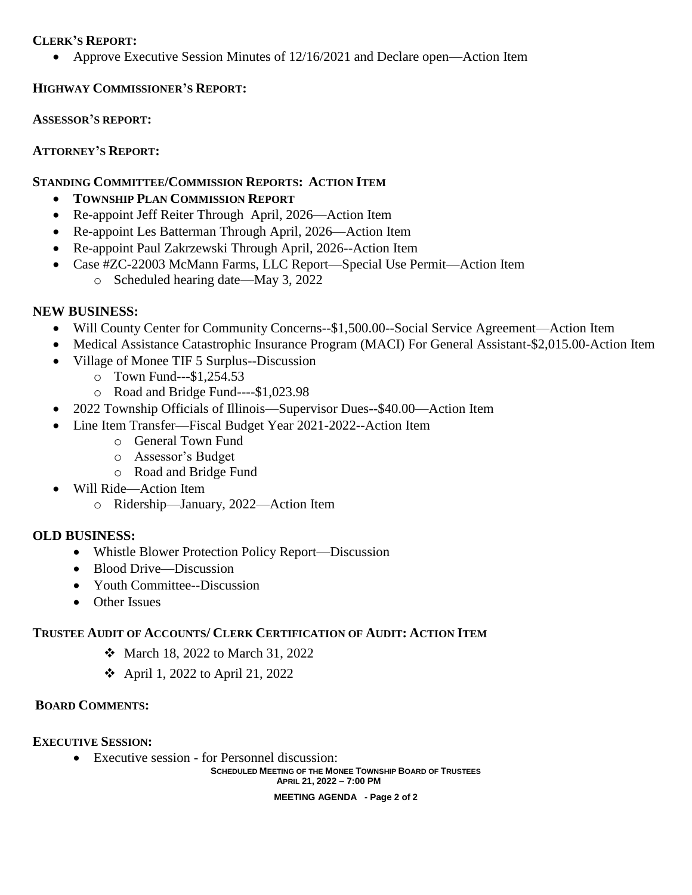**CLERK'S REPORT:**

- Approve Executive Session Minutes of 12/16/2021 and Declare open—Action Item

**HIGHWAY COMMISSIONER'S REPORT:**

**ASSESSOR'S REPORT:**

**ATTORNEY'S REPORT:**

**STANDING COMMITTEE/COMMISSION REPORTS: ACTION ITEM**

- **TOWNSHIP PLAN COMMISSION REPORT**
- Re-appoint Jeff Reiter Through April, 2026—Action Item
- Re-appoint Les Batterman Through April, 2026—Action Item
- Re-appoint Paul Zakrzewski Through April, 2026--Action Item
- Case #ZC-22003 McMann Farms, LLC Report—Special Use Permit—Action Item
  - Scheduled hearing date—May 3, 2022

**NEW BUSINESS:**

- Will County Center for Community Concerns--$1,500.00--Social Service Agreement—Action Item
- Medical Assistance Catastrophic Insurance Program (MACI) For General Assistant-$2,015.00-Action Item
- Village of Monee TIF 5 Surplus--Discussion
  - Town Fund---$1,254.53
  - Road and Bridge Fund----$1,023.98
- 2022 Township Officials of Illinois—Supervisor Dues--$40.00—Action Item
- Line Item Transfer—Fiscal Budget Year 2021-2022--Action Item
  - General Town Fund
  - Assessor's Budget
  - Road and Bridge Fund
- Will Ride—Action Item
  - Ridership—January, 2022—Action Item

**OLD BUSINESS:**

- Whistle Blower Protection Policy Report—Discussion
- Blood Drive—Discussion
- Youth Committee--Discussion
- Other Issues

**TRUSTEE AUDIT OF ACCOUNTS/ CLERK CERTIFICATION OF AUDIT: ACTION ITEM**

- ❖ March 18, 2022 to March 31, 2022
- ❖ April 1, 2022 to April 21, 2022

**BOARD COMMENTS:**

**EXECUTIVE SESSION:**

- Executive session - for Personnel discussion: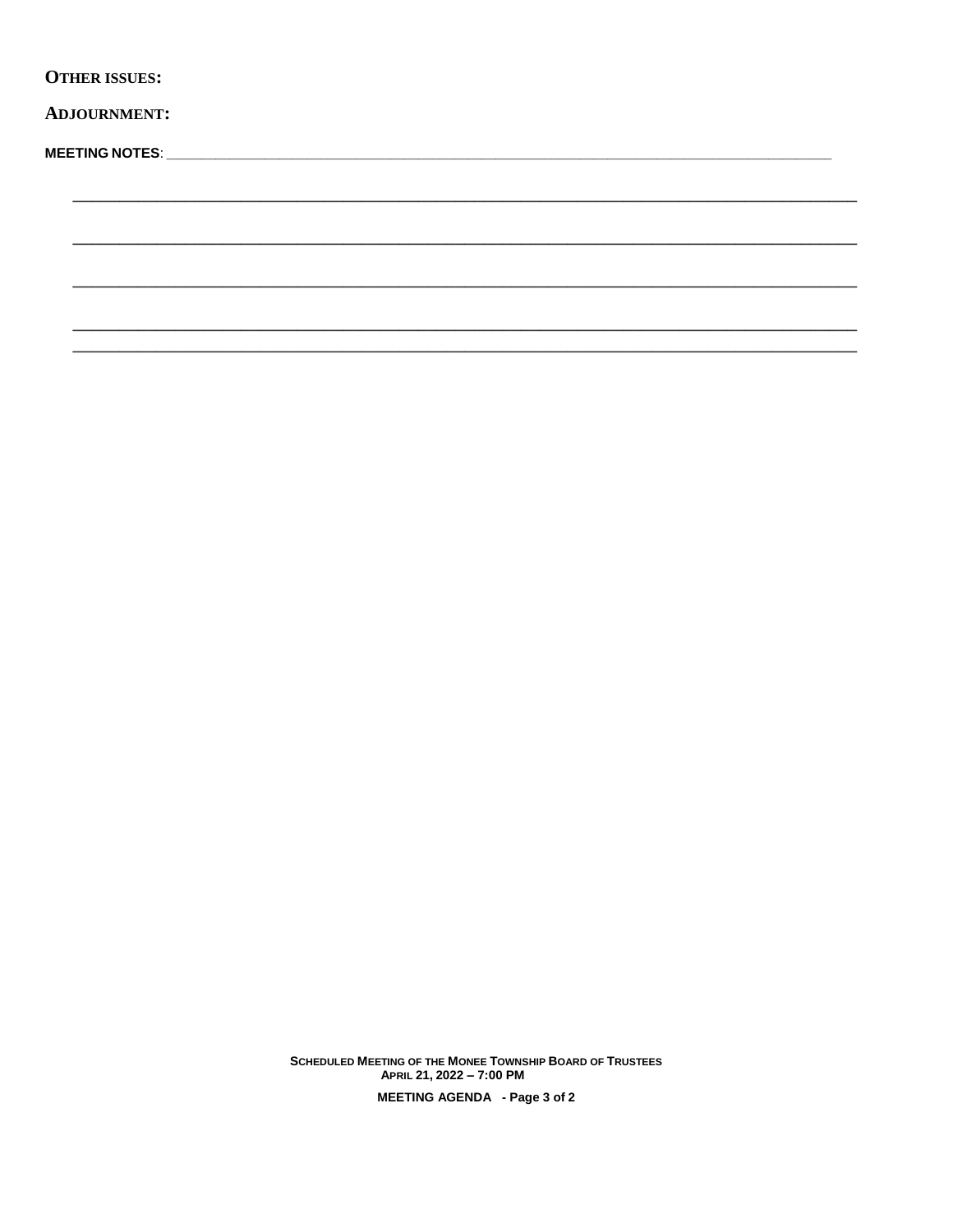**OTHER ISSUES:**

**ADJOURNMENT:**

**MEETING NOTES**: ______________________________________________________________________________

______________________________________________________________________________

______________________________________________________________________________

______________________________________________________________________________

______________________________________________________________________________

______________________________________________________________________________